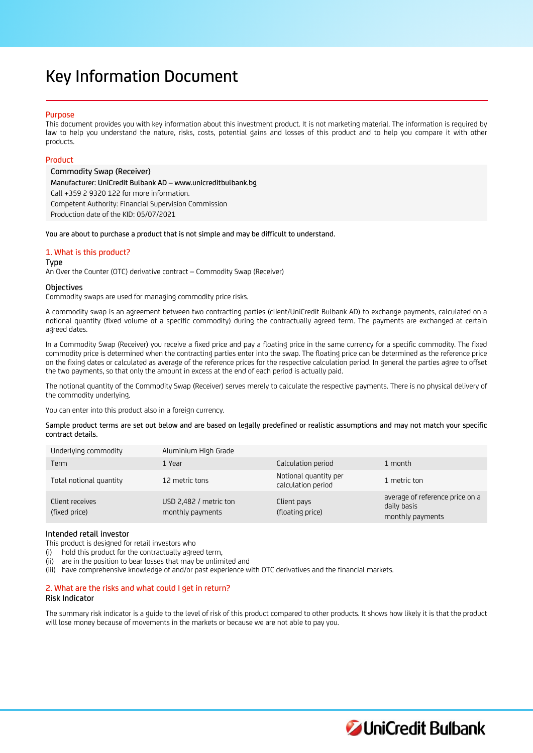# Key Information Document

## Purpose

This document provides you with key information about this investment product. It is not marketing material. The information is required by law to help you understand the nature, risks, costs, potential gains and losses of this product and to help you compare it with other products.

## Product

**Commodity Swap (Receiver)**
Manufacturer: UniCredit Bulbank AD – www.unicreditbulbank.bg
Call +359 2 9320 122 for more information.
Competent Authority: Financial Supervision Commission
Production date of the KID: 05/07/2021

**You are about to purchase a product that is not simple and may be difficult to understand.**

## 1. What is this product?

### Type

An Over the Counter (OTC) derivative contract – Commodity Swap (Receiver)

### Objectives

Commodity swaps are used for managing commodity price risks.

A commodity swap is an agreement between two contracting parties (client/UniCredit Bulbank AD) to exchange payments, calculated on a notional quantity (fixed volume of a specific commodity) during the contractually agreed term. The payments are exchanged at certain agreed dates.

In a Commodity Swap (Receiver) you receive a fixed price and pay a floating price in the same currency for a specific commodity. The fixed commodity price is determined when the contracting parties enter into the swap. The floating price can be determined as the reference price on the fixing dates or calculated as average of the reference prices for the respective calculation period. In general the parties agree to offset the two payments, so that only the amount in excess at the end of each period is actually paid.

The notional quantity of the Commodity Swap (Receiver) serves merely to calculate the respective payments. There is no physical delivery of the commodity underlying.

You can enter into this product also in a foreign currency.

**Sample product terms are set out below and are based on legally predefined or realistic assumptions and may not match your specific contract details.**

| Underlying commodity | Aluminium High Grade | | |
|---|---|---|---|
| Term | 1 Year | Calculation period | 1 month |
| Total notional quantity | 12 metric tons | Notional quantity per calculation period | 1 metric ton |
| Client receives (fixed price) | USD 2,482 / metric ton monthly payments | Client pays (floating price) | average of reference price on a daily basis monthly payments |

### Intended retail investor

This product is designed for retail investors who

(i) hold this product for the contractually agreed term,
(ii) are in the position to bear losses that may be unlimited and
(iii) have comprehensive knowledge of and/or past experience with OTC derivatives and the financial markets.

## 2. What are the risks and what could I get in return?

### Risk Indicator

The summary risk indicator is a guide to the level of risk of this product compared to other products. It shows how likely it is that the product will lose money because of movements in the markets or because we are not able to pay you.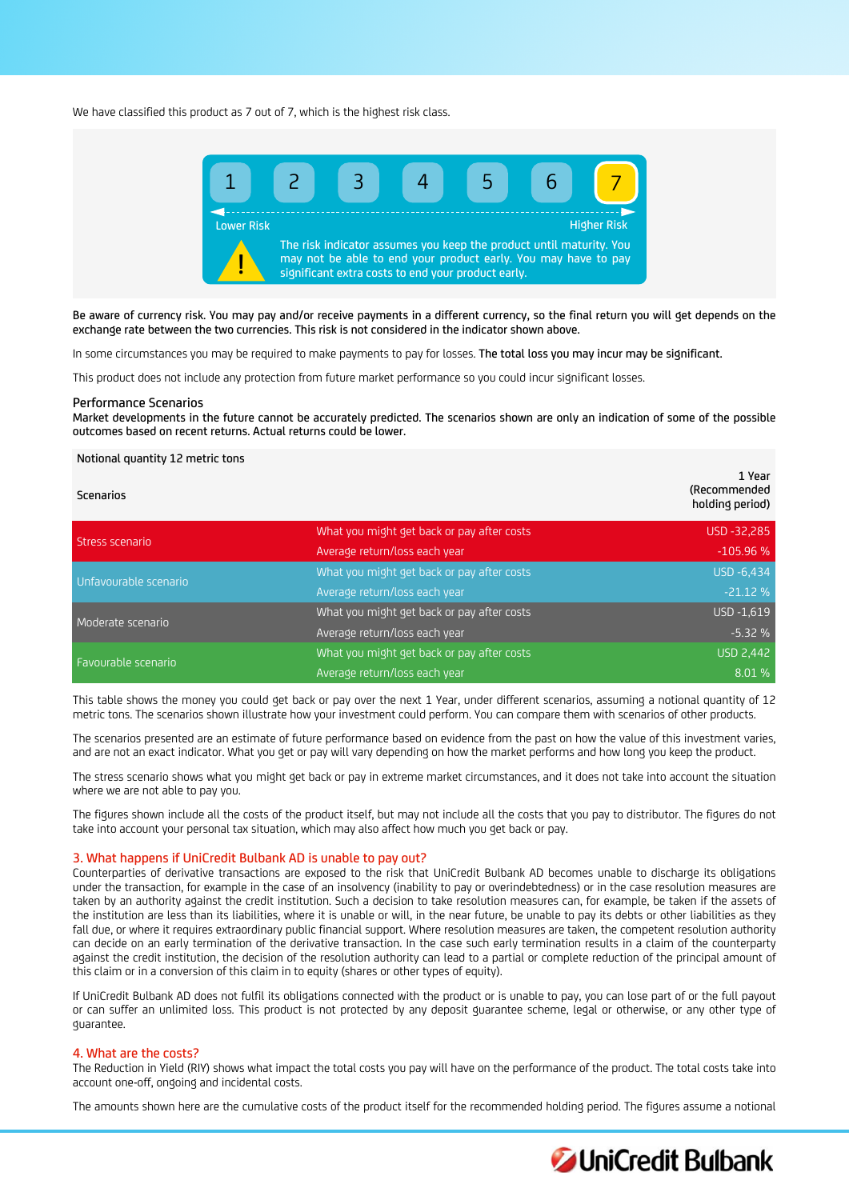We have classified this product as 7 out of 7, which is the highest risk class.

| 1 | 2 | 3 | 4 | 5 | 6 | **7** |
|---|---|---|---|---|---|---|

Lower Risk — Higher Risk

The risk indicator assumes you keep the product until maturity. You may not be able to end your product early. You may have to pay significant extra costs to end your product early.

Be aware of currency risk. You may pay and/or receive payments in a different currency, so the final return you will get depends on the exchange rate between the two currencies. This risk is not considered in the indicator shown above.

In some circumstances you may be required to make payments to pay for losses. The total loss you may incur may be significant.

This product does not include any protection from future market performance so you could incur significant losses.

### Performance Scenarios

Market developments in the future cannot be accurately predicted. The scenarios shown are only an indication of some of the possible outcomes based on recent returns. Actual returns could be lower.

| Notional quantity 12 metric tons | | |
|---|---|---|
| Scenarios | | 1 Year (Recommended holding period) |
| Stress scenario | What you might get back or pay after costs | USD -32,285 |
| | Average return/loss each year | -105.96 % |
| Unfavourable scenario | What you might get back or pay after costs | USD -6,434 |
| | Average return/loss each year | -21.12 % |
| Moderate scenario | What you might get back or pay after costs | USD -1,619 |
| | Average return/loss each year | -5.32 % |
| Favourable scenario | What you might get back or pay after costs | USD 2,442 |
| | Average return/loss each year | 8.01 % |

This table shows the money you could get back or pay over the next 1 Year, under different scenarios, assuming a notional quantity of 12 metric tons. The scenarios shown illustrate how your investment could perform. You can compare them with scenarios of other products.

The scenarios presented are an estimate of future performance based on evidence from the past on how the value of this investment varies, and are not an exact indicator. What you get or pay will vary depending on how the market performs and how long you keep the product.

The stress scenario shows what you might get back or pay in extreme market circumstances, and it does not take into account the situation where we are not able to pay you.

The figures shown include all the costs of the product itself, but may not include all the costs that you pay to distributor. The figures do not take into account your personal tax situation, which may also affect how much you get back or pay.

## 3. What happens if UniCredit Bulbank AD is unable to pay out?

Counterparties of derivative transactions are exposed to the risk that UniCredit Bulbank AD becomes unable to discharge its obligations under the transaction, for example in the case of an insolvency (inability to pay or overindebtedness) or in the case resolution measures are taken by an authority against the credit institution. Such a decision to take resolution measures can, for example, be taken if the assets of the institution are less than its liabilities, where it is unable or will, in the near future, be unable to pay its debts or other liabilities as they fall due, or where it requires extraordinary public financial support. Where resolution measures are taken, the competent resolution authority can decide on an early termination of the derivative transaction. In the case such early termination results in a claim of the counterparty against the credit institution, the decision of the resolution authority can lead to a partial or complete reduction of the principal amount of this claim or in a conversion of this claim in to equity (shares or other types of equity).

If UniCredit Bulbank AD does not fulfil its obligations connected with the product or is unable to pay, you can lose part of or the full payout or can suffer an unlimited loss. This product is not protected by any deposit guarantee scheme, legal or otherwise, or any other type of guarantee.

## 4. What are the costs?

The Reduction in Yield (RIY) shows what impact the total costs you pay will have on the performance of the product. The total costs take into account one-off, ongoing and incidental costs.

The amounts shown here are the cumulative costs of the product itself for the recommended holding period. The figures assume a notional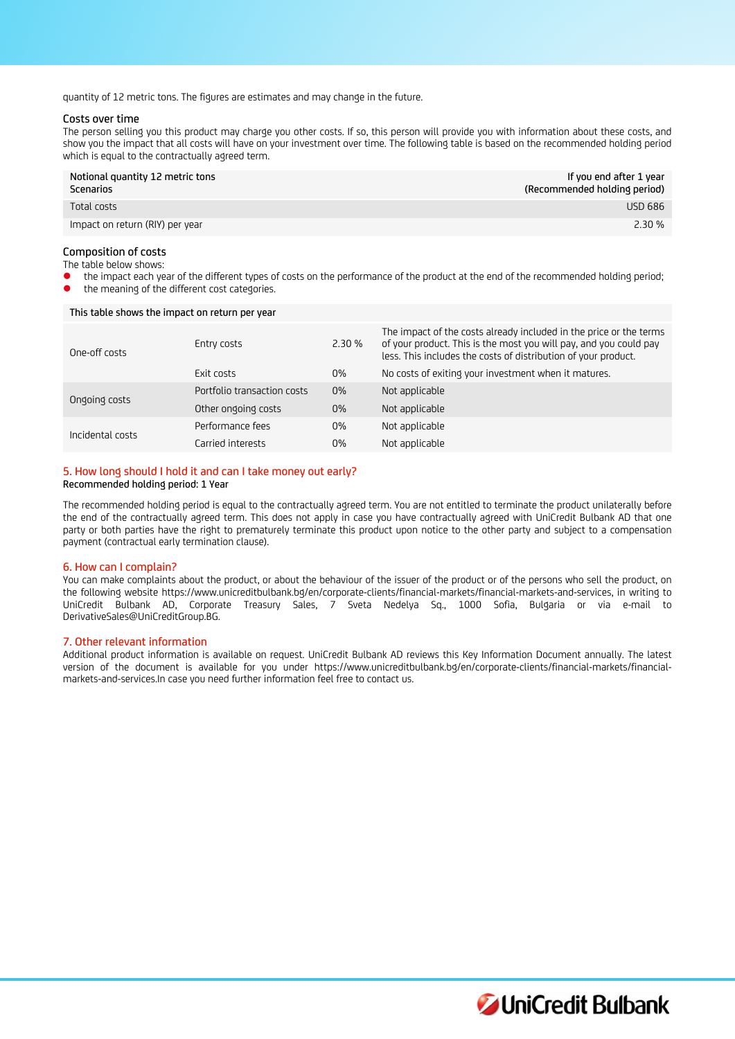quantity of 12 metric tons. The figures are estimates and may change in the future.

### Costs over time

The person selling you this product may charge you other costs. If so, this person will provide you with information about these costs, and show you the impact that all costs will have on your investment over time. The following table is based on the recommended holding period which is equal to the contractually agreed term.

| Notional quantity 12 metric tons<br>Scenarios | If you end after 1 year<br>(Recommended holding period) |
|---|---|
| Total costs | USD 686 |
| Impact on return (RIY) per year | 2.30 % |

### Composition of costs

The table below shows:

- the impact each year of the different types of costs on the performance of the product at the end of the recommended holding period;
- the meaning of the different cost categories.

| This table shows the impact on return per year | | | |
|---|---|---|---|
| One-off costs | Entry costs | 2.30 % | The impact of the costs already included in the price or the terms of your product. This is the most you will pay, and you could pay less. This includes the costs of distribution of your product. |
| | Exit costs | 0% | No costs of exiting your investment when it matures. |
| Ongoing costs | Portfolio transaction costs | 0% | Not applicable |
| | Other ongoing costs | 0% | Not applicable |
| Incidental costs | Performance fees | 0% | Not applicable |
| | Carried interests | 0% | Not applicable |

## 5. How long should I hold it and can I take money out early?

**Recommended holding period: 1 Year**

The recommended holding period is equal to the contractually agreed term. You are not entitled to terminate the product unilaterally before the end of the contractually agreed term. This does not apply in case you have contractually agreed with UniCredit Bulbank AD that one party or both parties have the right to prematurely terminate this product upon notice to the other party and subject to a compensation payment (contractual early termination clause).

## 6. How can I complain?

You can make complaints about the product, or about the behaviour of the issuer of the product or of the persons who sell the product, on the following website https://www.unicreditbulbank.bg/en/corporate-clients/financial-markets/financial-markets-and-services, in writing to UniCredit Bulbank AD, Corporate Treasury Sales, 7 Sveta Nedelya Sq., 1000 Sofia, Bulgaria or via e-mail to DerivativeSales@UniCreditGroup.BG.

## 7. Other relevant information

Additional product information is available on request. UniCredit Bulbank AD reviews this Key Information Document annually. The latest version of the document is available for you under https://www.unicreditbulbank.bg/en/corporate-clients/financial-markets/financial-markets-and-services.In case you need further information feel free to contact us.